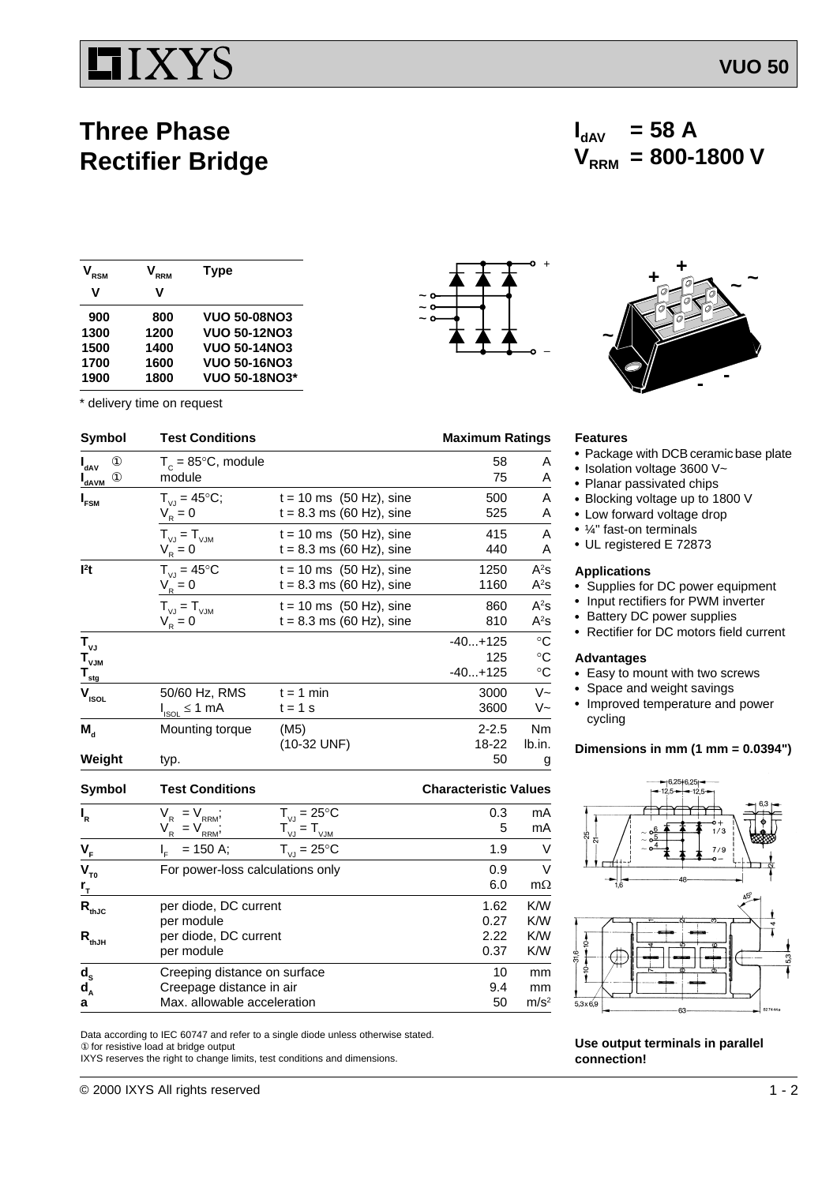# Three Phase Rectifier Bridge

**VUO 50**

$I_{dAV}$ = 58 A
$V_{RRM}$ = 800-1800 V

| $V_{RSM}$ V | $V_{RRM}$ V | Type |
|---|---|---|
| 900 | 800 | VUO 50-08NO3 |
| 1300 | 1200 | VUO 50-12NO3 |
| 1500 | 1400 | VUO 50-14NO3 |
| 1700 | 1600 | VUO 50-16NO3 |
| 1900 | 1800 | VUO 50-18NO3* |

\* delivery time on request

| Symbol | Test Conditions | | Maximum Ratings | |
|---|---|---|---|---|
| $I_{dAV}$ ① | $T_C$ = 85°C, module | | 58 | A |
| $I_{dAVM}$ ① | module | | 75 | A |
| $I_{FSM}$ | $T_{VJ}$ = 45°C; $V_R$ = 0 | t = 10 ms (50 Hz), sine | 500 | A |
| | | t = 8.3 ms (60 Hz), sine | 525 | A |
| | $T_{VJ}$ = $T_{VJM}$ $V_R$ = 0 | t = 10 ms (50 Hz), sine | 415 | A |
| | | t = 8.3 ms (60 Hz), sine | 440 | A |
| $I^2t$ | $T_{VJ}$ = 45°C $V_R$ = 0 | t = 10 ms (50 Hz), sine | 1250 | $A^2s$ |
| | | t = 8.3 ms (60 Hz), sine | 1160 | $A^2s$ |
| | $T_{VJ}$ = $T_{VJM}$ $V_R$ = 0 | t = 10 ms (50 Hz), sine | 860 | $A^2s$ |
| | | t = 8.3 ms (60 Hz), sine | 810 | $A^2s$ |
| $T_{VJ}$ | | | -40...+125 | °C |
| $T_{VJM}$ | | | 125 | °C |
| $T_{stg}$ | | | -40...+125 | °C |
| $V_{ISOL}$ | 50/60 Hz, RMS | t = 1 min | 3000 | V~ |
| | $I_{ISOL}$ ≤ 1 mA | t = 1 s | 3600 | V~ |
| $M_d$ | Mounting torque | (M5) | 2-2.5 | Nm |
| | | (10-32 UNF) | 18-22 | lb.in. |
| Weight | typ. | | 50 | g |

| Symbol | Test Conditions | | Characteristic Values | |
|---|---|---|---|---|
| $I_R$ | $V_R$ = $V_{RRM}$; | $T_{VJ}$ = 25°C | 0.3 | mA |
| | $V_R$ = $V_{RRM}$; | $T_{VJ}$ = $T_{VJM}$ | 5 | mA |
| $V_F$ | $I_F$ = 150 A; | $T_{VJ}$ = 25°C | 1.9 | V |
| $V_{T0}$ | For power-loss calculations only | | 0.9 | V |
| $r_T$ | | | 6.0 | mΩ |
| $R_{thJC}$ | per diode, DC current | | 1.62 | K/W |
| | per module | | 0.27 | K/W |
| $R_{thJH}$ | per diode, DC current | | 2.22 | K/W |
| | per module | | 0.37 | K/W |
| $d_S$ | Creeping distance on surface | | 10 | mm |
| $d_A$ | Creepage distance in air | | 9.4 | mm |
| a | Max. allowable acceleration | | 50 | $m/s^2$ |

Data according to IEC 60747 and refer to a single diode unless otherwise stated.
① for resistive load at bridge output
IXYS reserves the right to change limits, test conditions and dimensions.

### Features

- Package with DCB ceramic base plate
- Isolation voltage 3600 V~
- Planar passivated chips
- Blocking voltage up to 1800 V
- Low forward voltage drop
- ¼" fast-on terminals
- UL registered E 72873

### Applications

- Supplies for DC power equipment
- Input rectifiers for PWM inverter
- Battery DC power supplies
- Rectifier for DC motors field current

### Advantages

- Easy to mount with two screws
- Space and weight savings
- Improved temperature and power cycling

**Dimensions in mm (1 mm = 0.0394")**

**Use output terminals in parallel connection!**

© 2000 IXYS All rights reserved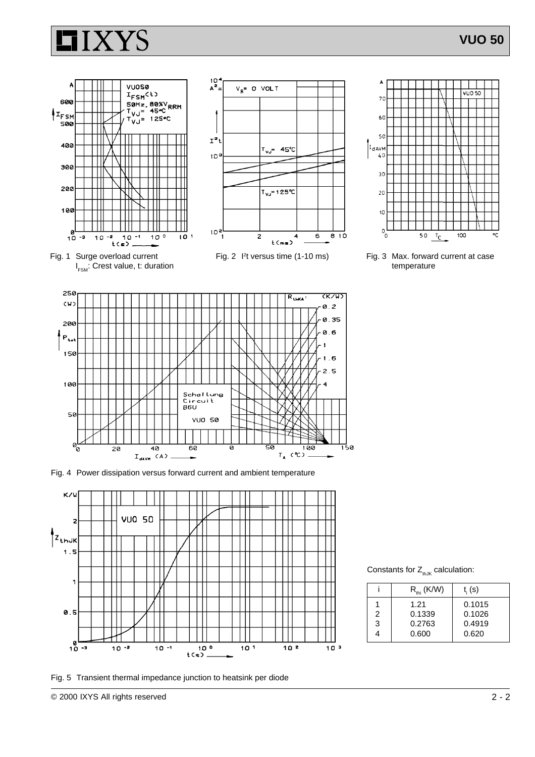VUO50
$I_{FSM}(t)$
50Hz, 80%$V_{RRM}$
$T_{VJ}$ = 45°C
$T_{VJ}$ = 125°C
A
600
$I_{FSM}$
500
400
300
200
100
0
$10^{-3}$ $10^{-2}$ $10^{-1}$ $10^{0}$ $10^{1}$
t(s)

Fig. 1 Surge overload current
$I_{FSM}$: Crest value, t: duration

$10^4$
$A^2s$
$V_R$ = 0 VOLT
$I^2t$
$T_{VJ}$ = 45°C
$10^3$
$T_{VJ}$ = 125°C
$10^2$
1 2 4 6 8 10
t(ms)

Fig. 2 $I^2t$ versus time (1-10 ms)

A
VUO 50
70
60
50
$I_{dAVM}$
40
30
20
10
0
0 50 $T_C$ 100 °C

Fig. 3 Max. forward current at case temperature

250
(W)
200
$P_{tot}$
150
100
50
0
$R_{thKA}$: (K/W)
0.2
0.35
0.6
1
1.6
2.5
4
Schaltung
Circuit
B6U
VUO 50
0 20 40 60 0 50 100 150
$I_{dAVM}$ (A)
$T_A$ (°C)

Fig. 4 Power dissipation versus forward current and ambient temperature

K/W
VUO 50
2
$Z_{thJK}$
1.5
1
0.5
0
$10^{-3}$ $10^{-2}$ $10^{-1}$ $10^{0}$ $10^{1}$ $10^{2}$ $10^{3}$
t(s)

Fig. 5 Transient thermal impedance junction to heatsink per diode

Constants for $Z_{thJK}$ calculation:

| i | $R_{thi}$ (K/W) | $t_i$ (s) |
|---|---|---|
| 1 | 1.21 | 0.1015 |
| 2 | 0.1339 | 0.1026 |
| 3 | 0.2763 | 0.4919 |
| 4 | 0.600 | 0.620 |

© 2000 IXYS All rights reserved